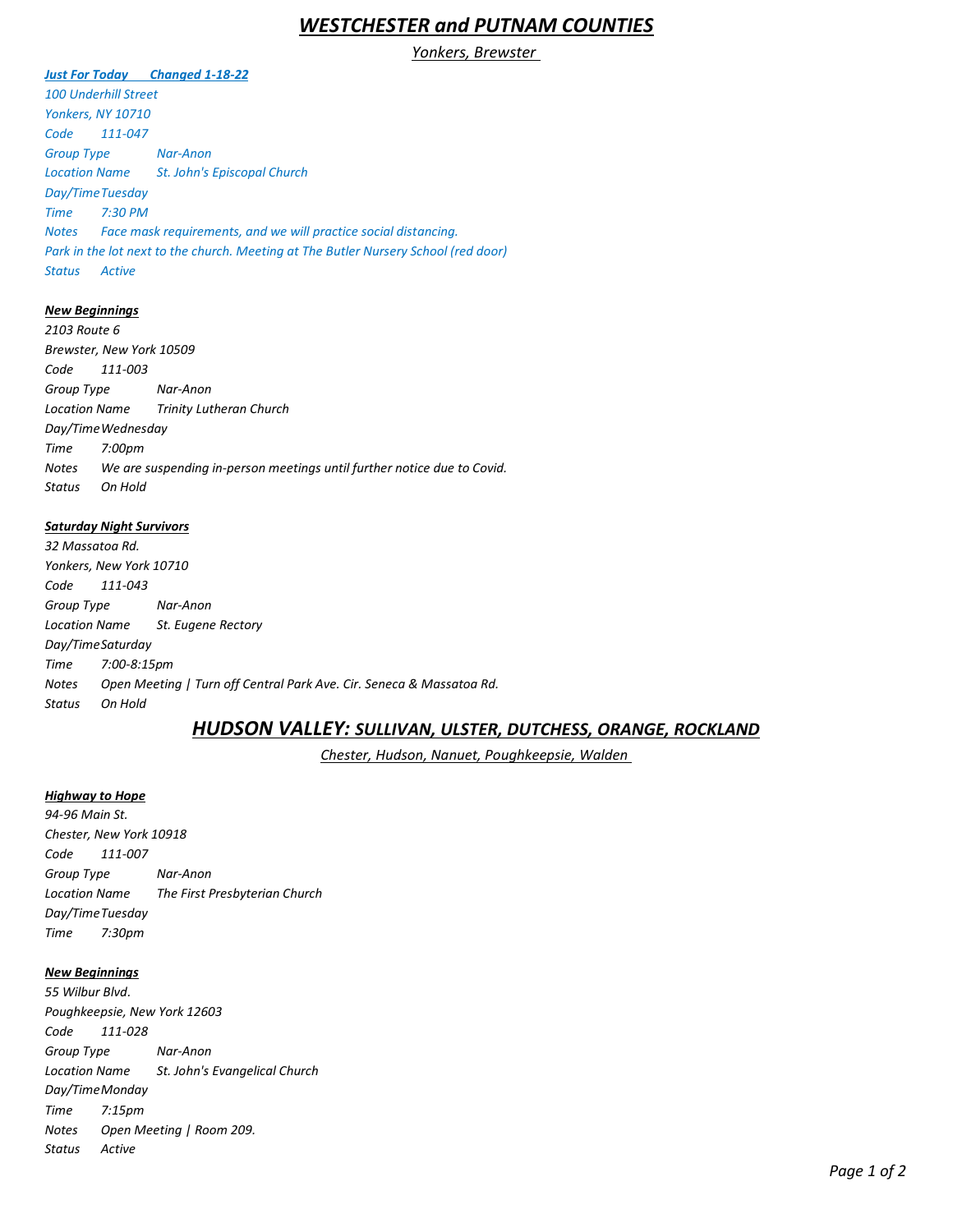# *WESTCHESTER and PUTNAM COUNTIES*

*Yonkers, Brewster*

***Just For Today      Changed 1-18-22***

*100 Underhill Street*
*Yonkers, NY 10710*
*Code        111-047*
*Group Type          Nar-Anon*
*Location Name       St. John's Episcopal Church*
*Day/Time Tuesday*
*Time        7:30 PM*
*Notes       Face mask requirements, and we will practice social distancing.*
*Park in the lot next to the church. Meeting at The Butler Nursery School (red door)*
*Status      Active*

***New Beginnings***

*2103 Route 6*
*Brewster, New York 10509*
*Code        111-003*
*Group Type          Nar-Anon*
*Location Name       Trinity Lutheran Church*
*Day/Time Wednesday*
*Time        7:00pm*
*Notes       We are suspending in-person meetings until further notice due to Covid.*
*Status      On Hold*

***Saturday Night Survivors***

*32 Massatoa Rd.*
*Yonkers, New York 10710*
*Code        111-043*
*Group Type          Nar-Anon*
*Location Name       St. Eugene Rectory*
*Day/Time Saturday*
*Time        7:00-8:15pm*
*Notes       Open Meeting | Turn off Central Park Ave. Cir. Seneca & Massatoa Rd.*
*Status      On Hold*

# *HUDSON VALLEY: SULLIVAN, ULSTER, DUTCHESS, ORANGE, ROCKLAND*

*Chester, Hudson, Nanuet, Poughkeepsie, Walden*

***Highway to Hope***

*94-96 Main St.*
*Chester, New York 10918*
*Code        111-007*
*Group Type          Nar-Anon*
*Location Name       The First Presbyterian Church*
*Day/Time Tuesday*
*Time        7:30pm*

***New Beginnings***

*55 Wilbur Blvd.*
*Poughkeepsie, New York 12603*
*Code        111-028*
*Group Type          Nar-Anon*
*Location Name       St. John's Evangelical Church*
*Day/Time Monday*
*Time        7:15pm*
*Notes       Open Meeting | Room 209.*
*Status      Active*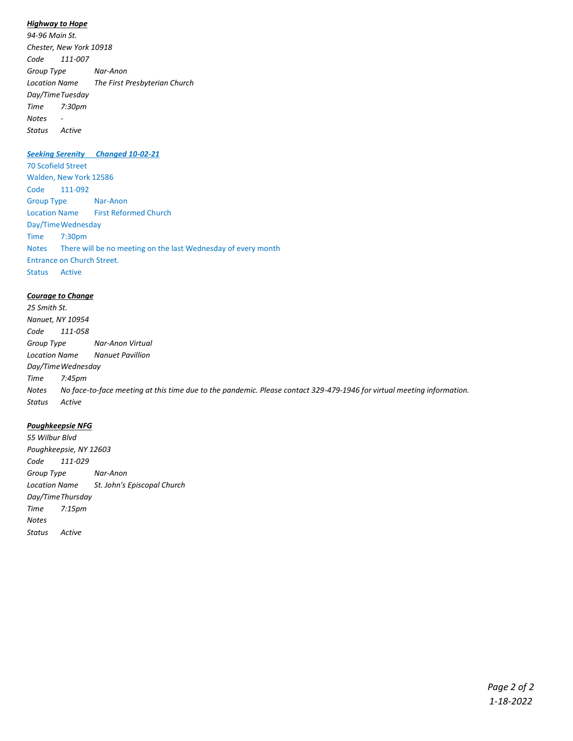***Highway to Hope***

*94-96 Main St.*
*Chester, New York 10918*
*Code 111-007*
*Group Type Nar-Anon*
*Location Name The First Presbyterian Church*
*Day/Time Tuesday*
*Time 7:30pm*
*Notes -*
*Status Active*

***Seeking Serenity Changed 10-02-21***

70 Scofield Street
Walden, New York 12586
Code 111-092
Group Type Nar-Anon
Location Name First Reformed Church
Day/Time Wednesday
Time 7:30pm
Notes There will be no meeting on the last Wednesday of every month
Entrance on Church Street.
Status Active

***Courage to Change***

*25 Smith St.*
*Nanuet, NY 10954*
*Code 111-058*
*Group Type Nar-Anon Virtual*
*Location Name Nanuet Pavillion*
*Day/Time Wednesday*
*Time 7:45pm*
*Notes No face-to-face meeting at this time due to the pandemic. Please contact 329-479-1946 for virtual meeting information.*
*Status Active*

***Poughkeepsie NFG***

*55 Wilbur Blvd*
*Poughkeepsie, NY 12603*
*Code 111-029*
*Group Type Nar-Anon*
*Location Name St. John's Episcopal Church*
*Day/Time Thursday*
*Time 7:15pm*
*Notes*
*Status Active*

*1-18-2022*